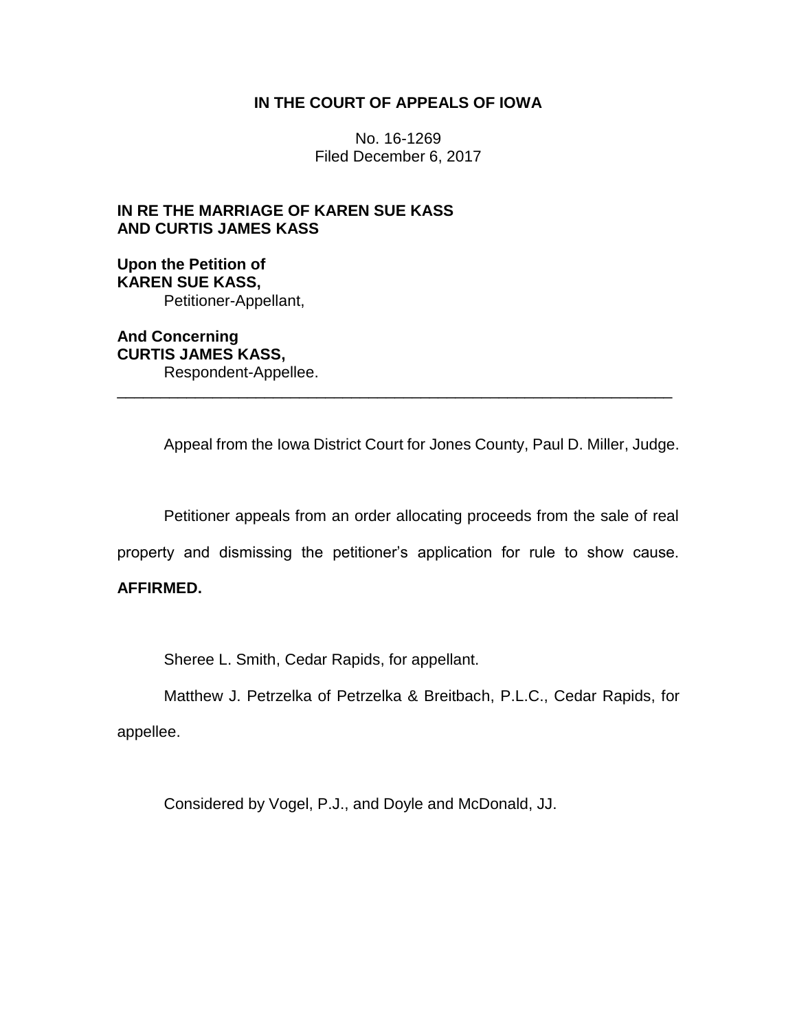# IN THE COURT OF APPEALS OF IOWA

No. 16-1269
Filed December 6, 2017

**IN RE THE MARRIAGE OF KAREN SUE KASS AND CURTIS JAMES KASS**

**Upon the Petition of KAREN SUE KASS,**
Petitioner-Appellant,

**And Concerning CURTIS JAMES KASS,**
Respondent-Appellee.

---

Appeal from the Iowa District Court for Jones County, Paul D. Miller, Judge.

Petitioner appeals from an order allocating proceeds from the sale of real property and dismissing the petitioner's application for rule to show cause. **AFFIRMED.**

Sheree L. Smith, Cedar Rapids, for appellant.

Matthew J. Petrzelka of Petrzelka & Breitbach, P.L.C., Cedar Rapids, for appellee.

Considered by Vogel, P.J., and Doyle and McDonald, JJ.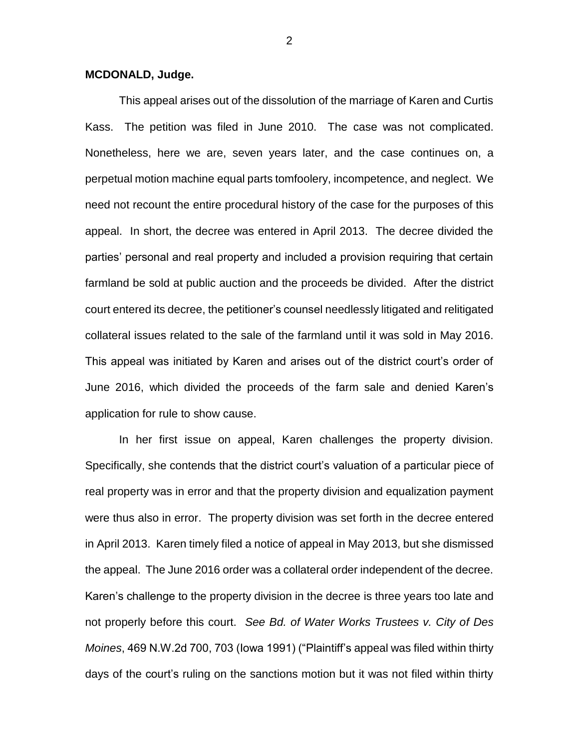**MCDONALD, Judge.**

This appeal arises out of the dissolution of the marriage of Karen and Curtis Kass. The petition was filed in June 2010. The case was not complicated. Nonetheless, here we are, seven years later, and the case continues on, a perpetual motion machine equal parts tomfoolery, incompetence, and neglect. We need not recount the entire procedural history of the case for the purposes of this appeal. In short, the decree was entered in April 2013. The decree divided the parties' personal and real property and included a provision requiring that certain farmland be sold at public auction and the proceeds be divided. After the district court entered its decree, the petitioner's counsel needlessly litigated and relitigated collateral issues related to the sale of the farmland until it was sold in May 2016. This appeal was initiated by Karen and arises out of the district court's order of June 2016, which divided the proceeds of the farm sale and denied Karen's application for rule to show cause.

In her first issue on appeal, Karen challenges the property division. Specifically, she contends that the district court's valuation of a particular piece of real property was in error and that the property division and equalization payment were thus also in error. The property division was set forth in the decree entered in April 2013. Karen timely filed a notice of appeal in May 2013, but she dismissed the appeal. The June 2016 order was a collateral order independent of the decree. Karen's challenge to the property division in the decree is three years too late and not properly before this court. *See Bd. of Water Works Trustees v. City of Des Moines*, 469 N.W.2d 700, 703 (Iowa 1991) ("Plaintiff's appeal was filed within thirty days of the court's ruling on the sanctions motion but it was not filed within thirty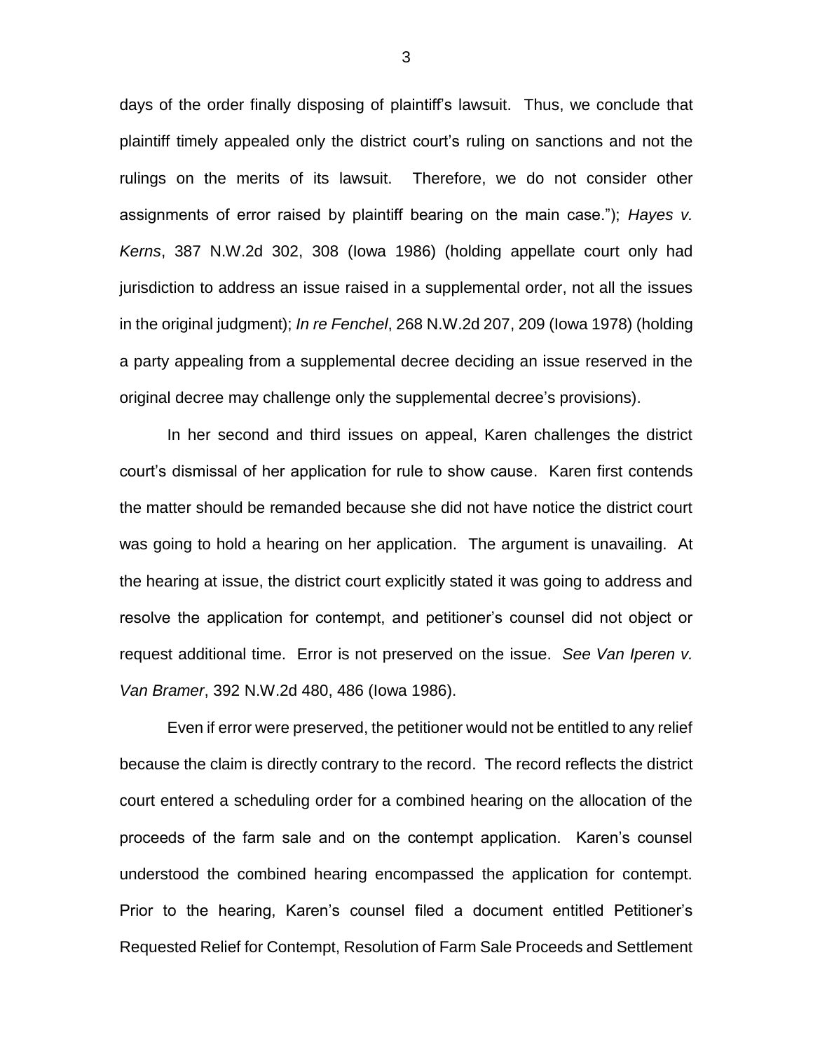days of the order finally disposing of plaintiff's lawsuit. Thus, we conclude that plaintiff timely appealed only the district court's ruling on sanctions and not the rulings on the merits of its lawsuit. Therefore, we do not consider other assignments of error raised by plaintiff bearing on the main case."); *Hayes v. Kerns*, 387 N.W.2d 302, 308 (Iowa 1986) (holding appellate court only had jurisdiction to address an issue raised in a supplemental order, not all the issues in the original judgment); *In re Fenchel*, 268 N.W.2d 207, 209 (Iowa 1978) (holding a party appealing from a supplemental decree deciding an issue reserved in the original decree may challenge only the supplemental decree's provisions).

In her second and third issues on appeal, Karen challenges the district court's dismissal of her application for rule to show cause. Karen first contends the matter should be remanded because she did not have notice the district court was going to hold a hearing on her application. The argument is unavailing. At the hearing at issue, the district court explicitly stated it was going to address and resolve the application for contempt, and petitioner's counsel did not object or request additional time. Error is not preserved on the issue. *See Van Iperen v. Van Bramer*, 392 N.W.2d 480, 486 (Iowa 1986).

Even if error were preserved, the petitioner would not be entitled to any relief because the claim is directly contrary to the record. The record reflects the district court entered a scheduling order for a combined hearing on the allocation of the proceeds of the farm sale and on the contempt application. Karen's counsel understood the combined hearing encompassed the application for contempt. Prior to the hearing, Karen's counsel filed a document entitled Petitioner's Requested Relief for Contempt, Resolution of Farm Sale Proceeds and Settlement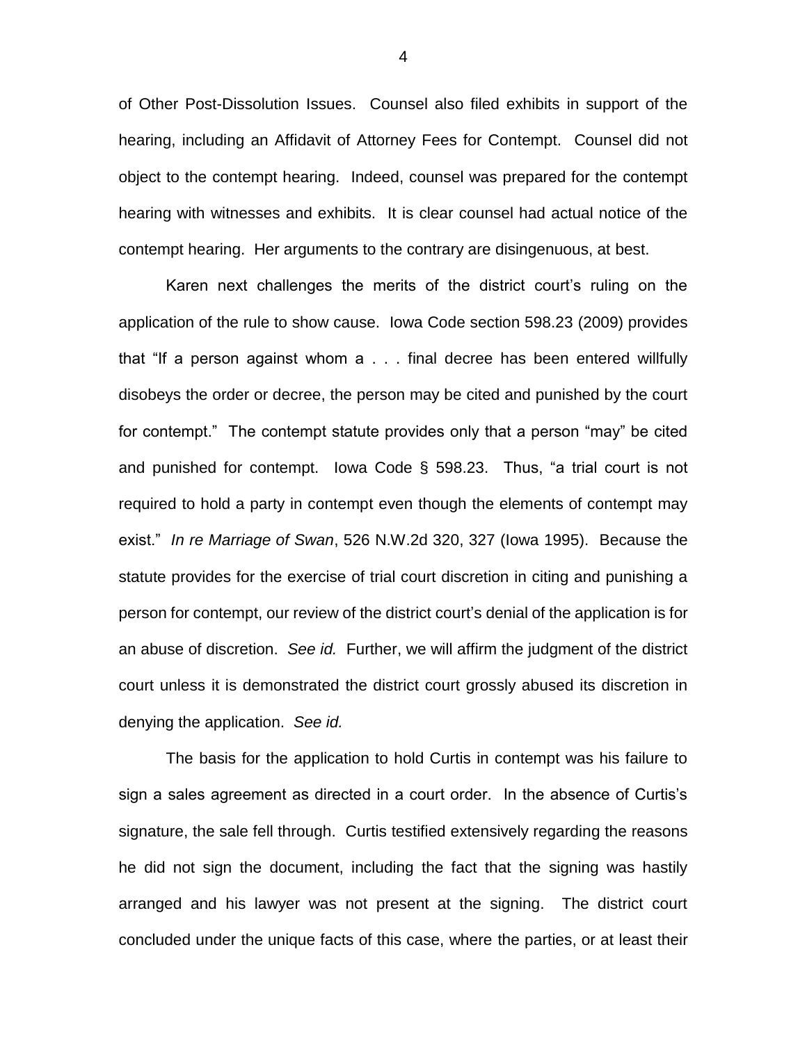of Other Post-Dissolution Issues. Counsel also filed exhibits in support of the hearing, including an Affidavit of Attorney Fees for Contempt. Counsel did not object to the contempt hearing. Indeed, counsel was prepared for the contempt hearing with witnesses and exhibits. It is clear counsel had actual notice of the contempt hearing. Her arguments to the contrary are disingenuous, at best.

Karen next challenges the merits of the district court's ruling on the application of the rule to show cause. Iowa Code section 598.23 (2009) provides that "If a person against whom a . . . final decree has been entered willfully disobeys the order or decree, the person may be cited and punished by the court for contempt." The contempt statute provides only that a person "may" be cited and punished for contempt. Iowa Code § 598.23. Thus, "a trial court is not required to hold a party in contempt even though the elements of contempt may exist." *In re Marriage of Swan*, 526 N.W.2d 320, 327 (Iowa 1995). Because the statute provides for the exercise of trial court discretion in citing and punishing a person for contempt, our review of the district court's denial of the application is for an abuse of discretion. *See id.* Further, we will affirm the judgment of the district court unless it is demonstrated the district court grossly abused its discretion in denying the application. *See id.*

The basis for the application to hold Curtis in contempt was his failure to sign a sales agreement as directed in a court order. In the absence of Curtis's signature, the sale fell through. Curtis testified extensively regarding the reasons he did not sign the document, including the fact that the signing was hastily arranged and his lawyer was not present at the signing. The district court concluded under the unique facts of this case, where the parties, or at least their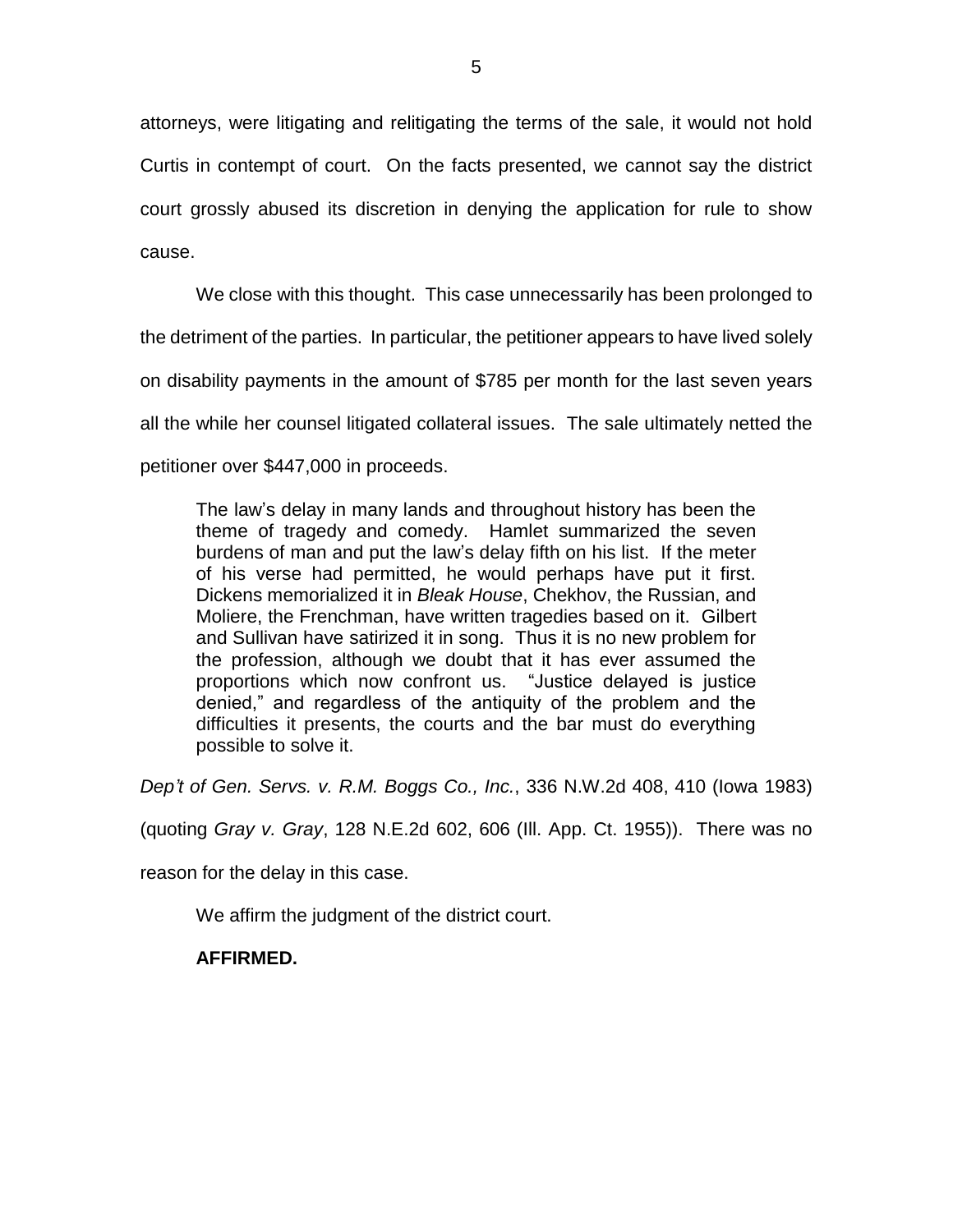attorneys, were litigating and relitigating the terms of the sale, it would not hold Curtis in contempt of court. On the facts presented, we cannot say the district court grossly abused its discretion in denying the application for rule to show cause.

We close with this thought. This case unnecessarily has been prolonged to the detriment of the parties. In particular, the petitioner appears to have lived solely on disability payments in the amount of $785 per month for the last seven years all the while her counsel litigated collateral issues. The sale ultimately netted the petitioner over $447,000 in proceeds.

> The law's delay in many lands and throughout history has been the theme of tragedy and comedy. Hamlet summarized the seven burdens of man and put the law's delay fifth on his list. If the meter of his verse had permitted, he would perhaps have put it first. Dickens memorialized it in *Bleak House*, Chekhov, the Russian, and Moliere, the Frenchman, have written tragedies based on it. Gilbert and Sullivan have satirized it in song. Thus it is no new problem for the profession, although we doubt that it has ever assumed the proportions which now confront us. "Justice delayed is justice denied," and regardless of the antiquity of the problem and the difficulties it presents, the courts and the bar must do everything possible to solve it.

*Dep't of Gen. Servs. v. R.M. Boggs Co., Inc.*, 336 N.W.2d 408, 410 (Iowa 1983) (quoting *Gray v. Gray*, 128 N.E.2d 602, 606 (Ill. App. Ct. 1955)). There was no reason for the delay in this case.

We affirm the judgment of the district court.

**AFFIRMED.**